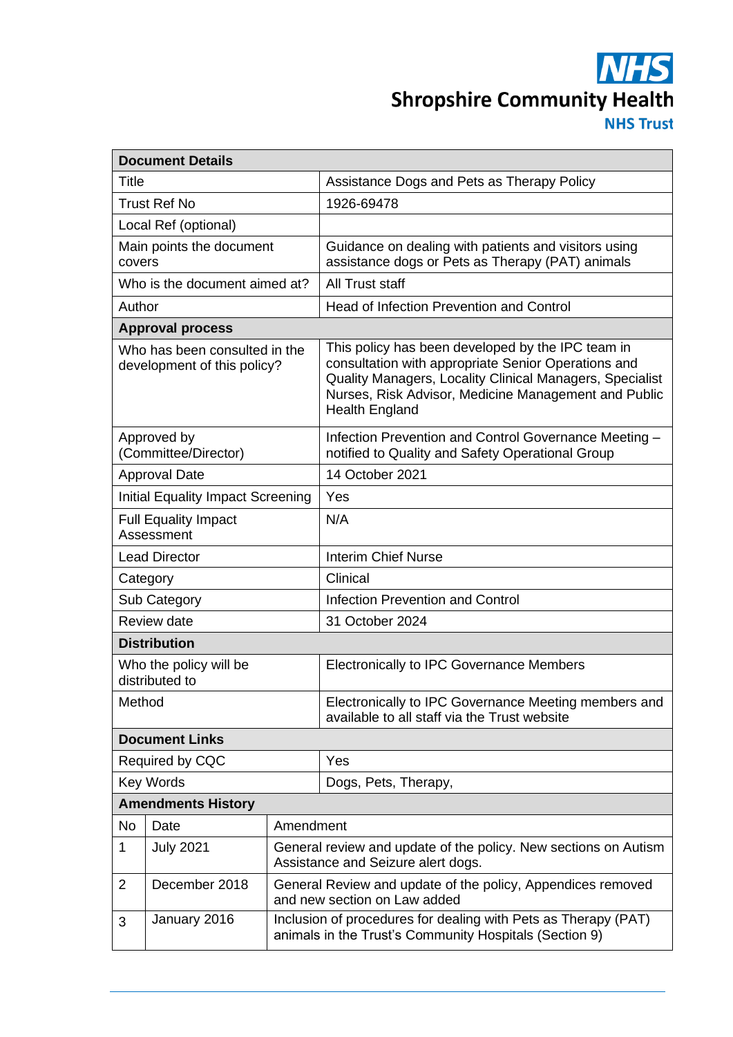NHS
Shropshire Community Health
NHS Trust

| **Document Details** | |
|---|---|
| Title | Assistance Dogs and Pets as Therapy Policy |
| Trust Ref No | 1926-69478 |
| Local Ref (optional) | |
| Main points the document covers | Guidance on dealing with patients and visitors using assistance dogs or Pets as Therapy (PAT) animals |
| Who is the document aimed at? | All Trust staff |
| Author | Head of Infection Prevention and Control |
| **Approval process** | |
| Who has been consulted in the development of this policy? | This policy has been developed by the IPC team in consultation with appropriate Senior Operations and Quality Managers, Locality Clinical Managers, Specialist Nurses, Risk Advisor, Medicine Management and Public Health England |
| Approved by (Committee/Director) | Infection Prevention and Control Governance Meeting – notified to Quality and Safety Operational Group |
| Approval Date | 14 October 2021 |
| Initial Equality Impact Screening | Yes |
| Full Equality Impact Assessment | N/A |
| Lead Director | Interim Chief Nurse |
| Category | Clinical |
| Sub Category | Infection Prevention and Control |
| Review date | 31 October 2024 |
| **Distribution** | |
| Who the policy will be distributed to | Electronically to IPC Governance Members |
| Method | Electronically to IPC Governance Meeting members and available to all staff via the Trust website |
| **Document Links** | |
| Required by CQC | Yes |
| Key Words | Dogs, Pets, Therapy, |

| **Amendments History** | | |
|---|---|---|
| No | Date | Amendment |
| 1 | July 2021 | General review and update of the policy. New sections on Autism Assistance and Seizure alert dogs. |
| 2 | December 2018 | General Review and update of the policy, Appendices removed and new section on Law added |
| 3 | January 2016 | Inclusion of procedures for dealing with Pets as Therapy (PAT) animals in the Trust's Community Hospitals (Section 9) |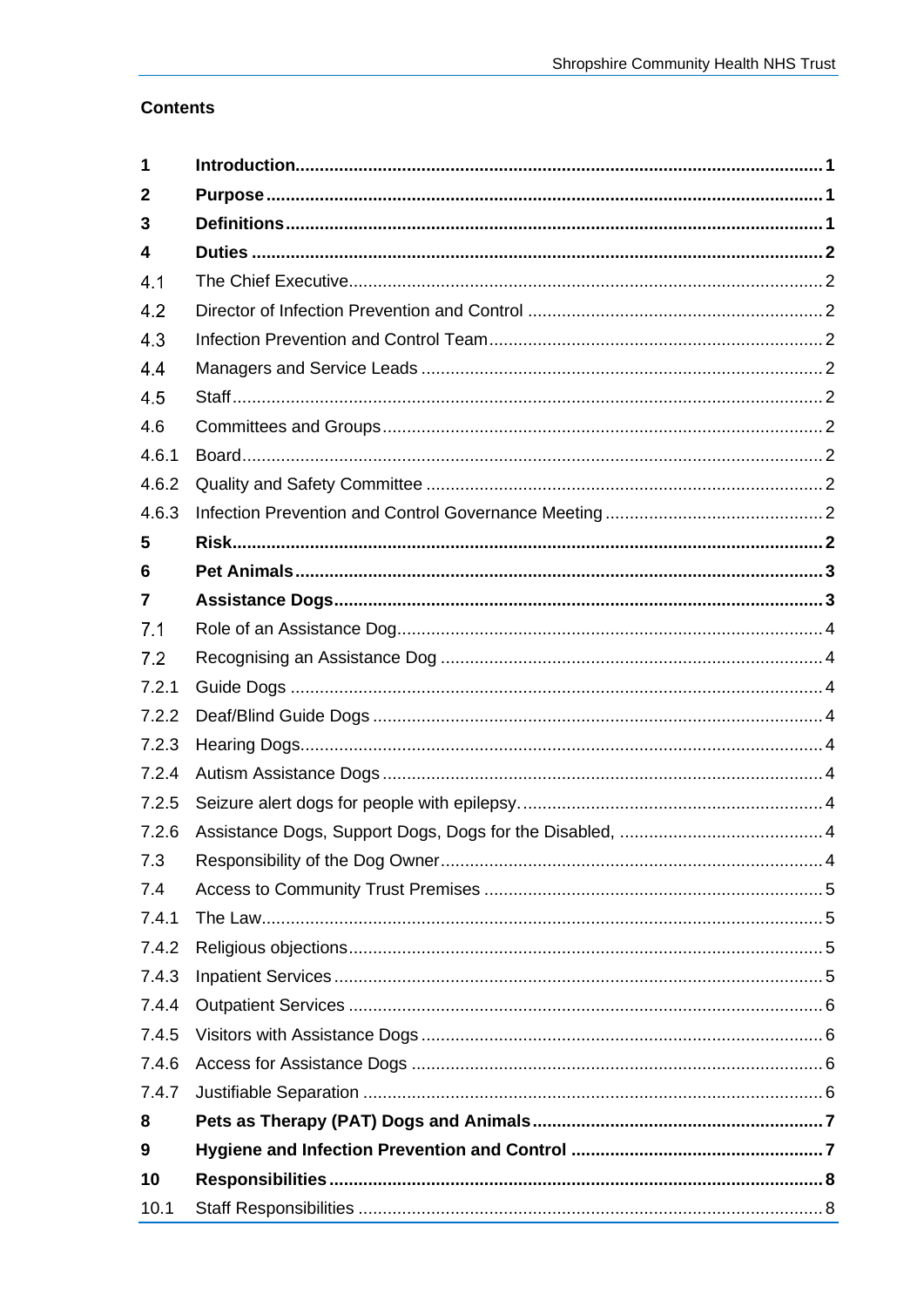**Contents**

| | | |
|---|---|---|
| **1** | **Introduction** | **1** |
| **2** | **Purpose** | **1** |
| **3** | **Definitions** | **1** |
| **4** | **Duties** | **2** |
| 4.1 | The Chief Executive | 2 |
| 4.2 | Director of Infection Prevention and Control | 2 |
| 4.3 | Infection Prevention and Control Team | 2 |
| 4.4 | Managers and Service Leads | 2 |
| 4.5 | Staff | 2 |
| 4.6 | Committees and Groups | 2 |
| 4.6.1 | Board | 2 |
| 4.6.2 | Quality and Safety Committee | 2 |
| 4.6.3 | Infection Prevention and Control Governance Meeting | 2 |
| **5** | **Risk** | **2** |
| **6** | **Pet Animals** | **3** |
| **7** | **Assistance Dogs** | **3** |
| 7.1 | Role of an Assistance Dog | 4 |
| 7.2 | Recognising an Assistance Dog | 4 |
| 7.2.1 | Guide Dogs | 4 |
| 7.2.2 | Deaf/Blind Guide Dogs | 4 |
| 7.2.3 | Hearing Dogs | 4 |
| 7.2.4 | Autism Assistance Dogs | 4 |
| 7.2.5 | Seizure alert dogs for people with epilepsy. | 4 |
| 7.2.6 | Assistance Dogs, Support Dogs, Dogs for the Disabled, | 4 |
| 7.3 | Responsibility of the Dog Owner | 4 |
| 7.4 | Access to Community Trust Premises | 5 |
| 7.4.1 | The Law | 5 |
| 7.4.2 | Religious objections | 5 |
| 7.4.3 | Inpatient Services | 5 |
| 7.4.4 | Outpatient Services | 6 |
| 7.4.5 | Visitors with Assistance Dogs | 6 |
| 7.4.6 | Access for Assistance Dogs | 6 |
| 7.4.7 | Justifiable Separation | 6 |
| **8** | **Pets as Therapy (PAT) Dogs and Animals** | **7** |
| **9** | **Hygiene and Infection Prevention and Control** | **7** |
| **10** | **Responsibilities** | **8** |
| 10.1 | Staff Responsibilities | 8 |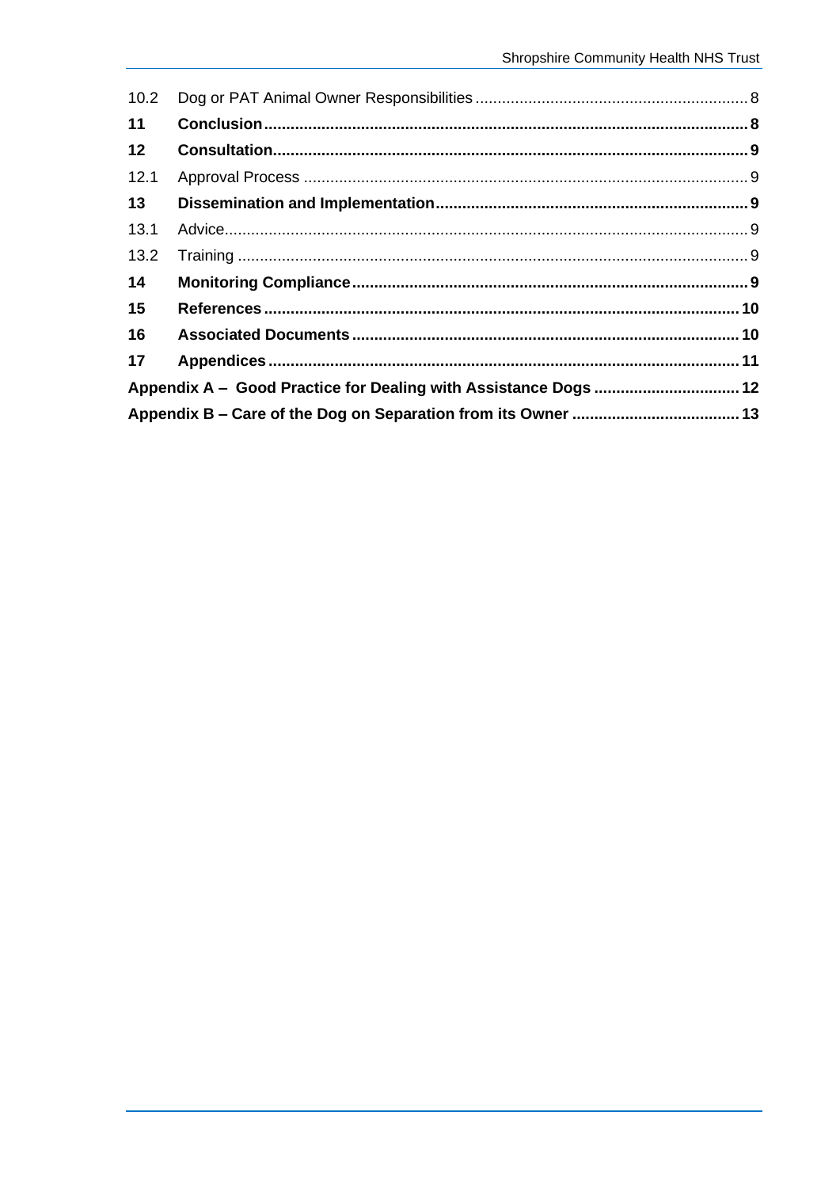| | | |
|---|---|---|
| 10.2 | Dog or PAT Animal Owner Responsibilities | 8 |
| **11** | **Conclusion** | **8** |
| **12** | **Consultation** | **9** |
| 12.1 | Approval Process | 9 |
| **13** | **Dissemination and Implementation** | **9** |
| 13.1 | Advice | 9 |
| 13.2 | Training | 9 |
| **14** | **Monitoring Compliance** | **9** |
| **15** | **References** | **10** |
| **16** | **Associated Documents** | **10** |
| **17** | **Appendices** | **11** |
| **Appendix A – Good Practice for Dealing with Assistance Dogs** | | **12** |
| **Appendix B – Care of the Dog on Separation from its Owner** | | **13** |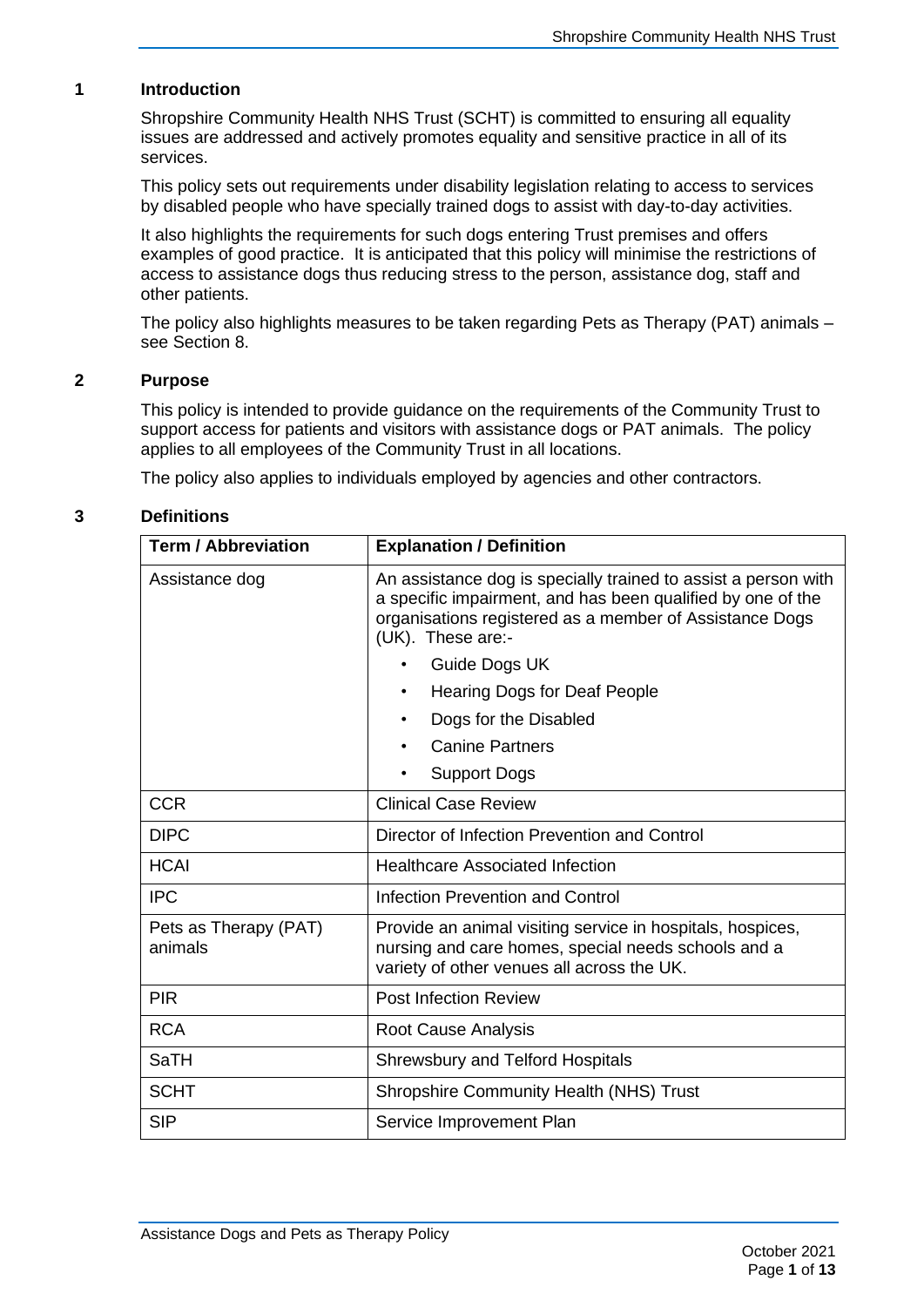## 1 Introduction

Shropshire Community Health NHS Trust (SCHT) is committed to ensuring all equality issues are addressed and actively promotes equality and sensitive practice in all of its services.

This policy sets out requirements under disability legislation relating to access to services by disabled people who have specially trained dogs to assist with day-to-day activities.

It also highlights the requirements for such dogs entering Trust premises and offers examples of good practice. It is anticipated that this policy will minimise the restrictions of access to assistance dogs thus reducing stress to the person, assistance dog, staff and other patients.

The policy also highlights measures to be taken regarding Pets as Therapy (PAT) animals – see Section 8.

## 2 Purpose

This policy is intended to provide guidance on the requirements of the Community Trust to support access for patients and visitors with assistance dogs or PAT animals. The policy applies to all employees of the Community Trust in all locations.

The policy also applies to individuals employed by agencies and other contractors.

## 3 Definitions

| Term / Abbreviation | Explanation / Definition |
| --- | --- |
| Assistance dog | An assistance dog is specially trained to assist a person with a specific impairment, and has been qualified by one of the organisations registered as a member of Assistance Dogs (UK). These are:- <br>• Guide Dogs UK<br>• Hearing Dogs for Deaf People<br>• Dogs for the Disabled<br>• Canine Partners<br>• Support Dogs |
| CCR | Clinical Case Review |
| DIPC | Director of Infection Prevention and Control |
| HCAI | Healthcare Associated Infection |
| IPC | Infection Prevention and Control |
| Pets as Therapy (PAT) animals | Provide an animal visiting service in hospitals, hospices, nursing and care homes, special needs schools and a variety of other venues all across the UK. |
| PIR | Post Infection Review |
| RCA | Root Cause Analysis |
| SaTH | Shrewsbury and Telford Hospitals |
| SCHT | Shropshire Community Health (NHS) Trust |
| SIP | Service Improvement Plan |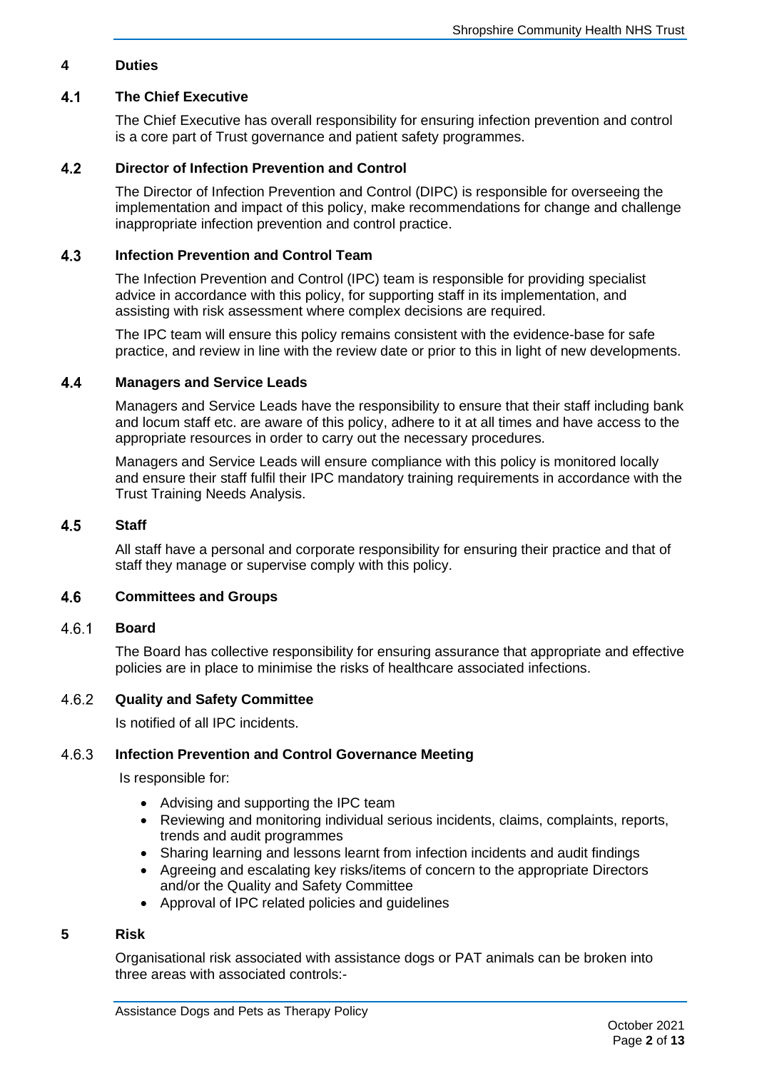# 4 Duties

## 4.1 The Chief Executive

The Chief Executive has overall responsibility for ensuring infection prevention and control is a core part of Trust governance and patient safety programmes.

## 4.2 Director of Infection Prevention and Control

The Director of Infection Prevention and Control (DIPC) is responsible for overseeing the implementation and impact of this policy, make recommendations for change and challenge inappropriate infection prevention and control practice.

## 4.3 Infection Prevention and Control Team

The Infection Prevention and Control (IPC) team is responsible for providing specialist advice in accordance with this policy, for supporting staff in its implementation, and assisting with risk assessment where complex decisions are required.

The IPC team will ensure this policy remains consistent with the evidence-base for safe practice, and review in line with the review date or prior to this in light of new developments.

## 4.4 Managers and Service Leads

Managers and Service Leads have the responsibility to ensure that their staff including bank and locum staff etc. are aware of this policy, adhere to it at all times and have access to the appropriate resources in order to carry out the necessary procedures.

Managers and Service Leads will ensure compliance with this policy is monitored locally and ensure their staff fulfil their IPC mandatory training requirements in accordance with the Trust Training Needs Analysis.

## 4.5 Staff

All staff have a personal and corporate responsibility for ensuring their practice and that of staff they manage or supervise comply with this policy.

## 4.6 Committees and Groups

### 4.6.1 Board

The Board has collective responsibility for ensuring assurance that appropriate and effective policies are in place to minimise the risks of healthcare associated infections.

### 4.6.2 Quality and Safety Committee

Is notified of all IPC incidents.

### 4.6.3 Infection Prevention and Control Governance Meeting

Is responsible for:

- Advising and supporting the IPC team
- Reviewing and monitoring individual serious incidents, claims, complaints, reports, trends and audit programmes
- Sharing learning and lessons learnt from infection incidents and audit findings
- Agreeing and escalating key risks/items of concern to the appropriate Directors and/or the Quality and Safety Committee
- Approval of IPC related policies and guidelines

# 5 Risk

Organisational risk associated with assistance dogs or PAT animals can be broken into three areas with associated controls:-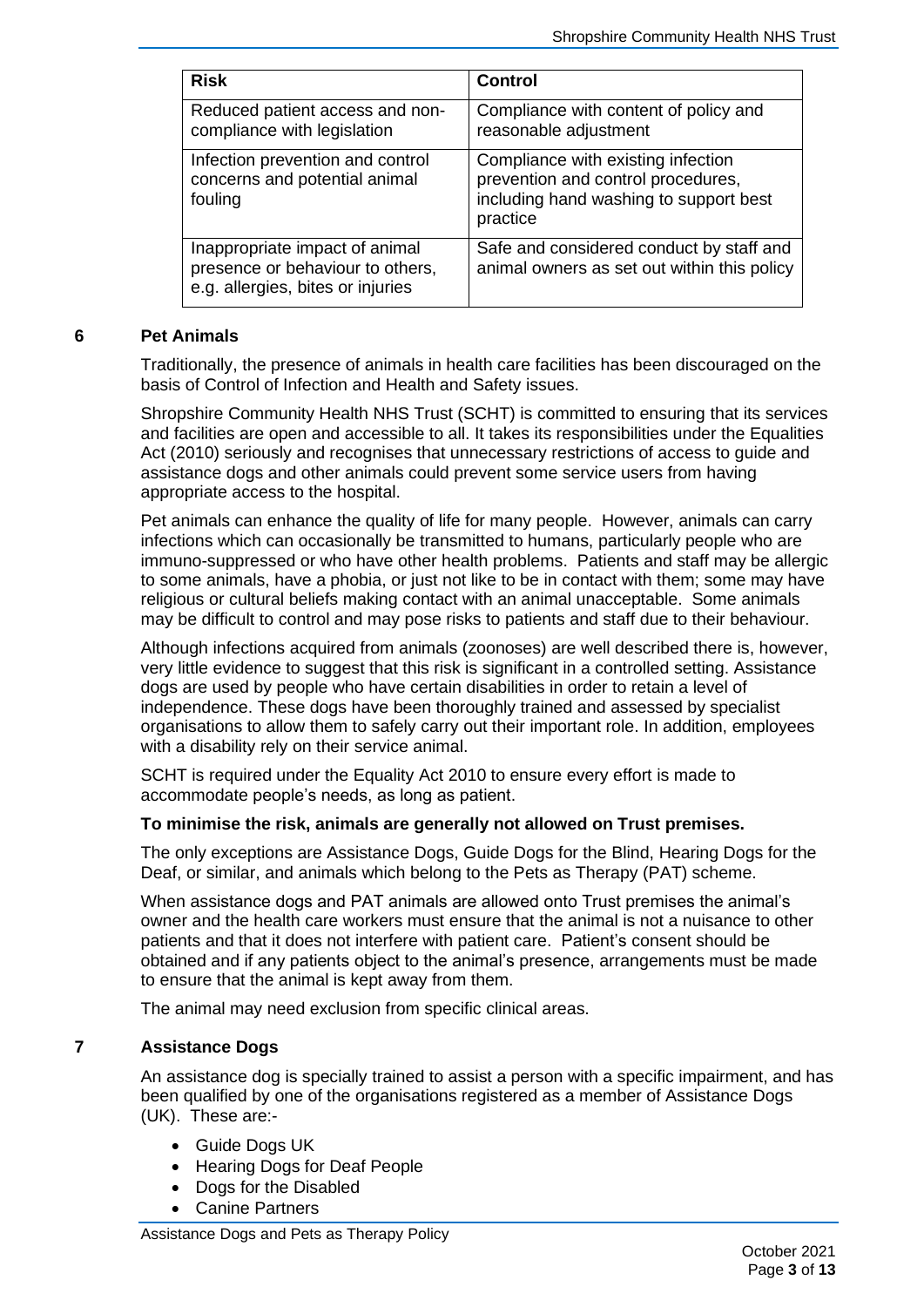| Risk | Control |
|---|---|
| Reduced patient access and non-compliance with legislation | Compliance with content of policy and reasonable adjustment |
| Infection prevention and control concerns and potential animal fouling | Compliance with existing infection prevention and control procedures, including hand washing to support best practice |
| Inappropriate impact of animal presence or behaviour to others, e.g. allergies, bites or injuries | Safe and considered conduct by staff and animal owners as set out within this policy |

## 6 Pet Animals

Traditionally, the presence of animals in health care facilities has been discouraged on the basis of Control of Infection and Health and Safety issues.

Shropshire Community Health NHS Trust (SCHT) is committed to ensuring that its services and facilities are open and accessible to all. It takes its responsibilities under the Equalities Act (2010) seriously and recognises that unnecessary restrictions of access to guide and assistance dogs and other animals could prevent some service users from having appropriate access to the hospital.

Pet animals can enhance the quality of life for many people. However, animals can carry infections which can occasionally be transmitted to humans, particularly people who are immuno-suppressed or who have other health problems. Patients and staff may be allergic to some animals, have a phobia, or just not like to be in contact with them; some may have religious or cultural beliefs making contact with an animal unacceptable. Some animals may be difficult to control and may pose risks to patients and staff due to their behaviour.

Although infections acquired from animals (zoonoses) are well described there is, however, very little evidence to suggest that this risk is significant in a controlled setting. Assistance dogs are used by people who have certain disabilities in order to retain a level of independence. These dogs have been thoroughly trained and assessed by specialist organisations to allow them to safely carry out their important role. In addition, employees with a disability rely on their service animal.

SCHT is required under the Equality Act 2010 to ensure every effort is made to accommodate people's needs, as long as patient.

**To minimise the risk, animals are generally not allowed on Trust premises.**

The only exceptions are Assistance Dogs, Guide Dogs for the Blind, Hearing Dogs for the Deaf, or similar, and animals which belong to the Pets as Therapy (PAT) scheme.

When assistance dogs and PAT animals are allowed onto Trust premises the animal's owner and the health care workers must ensure that the animal is not a nuisance to other patients and that it does not interfere with patient care. Patient's consent should be obtained and if any patients object to the animal's presence, arrangements must be made to ensure that the animal is kept away from them.

The animal may need exclusion from specific clinical areas.

## 7 Assistance Dogs

An assistance dog is specially trained to assist a person with a specific impairment, and has been qualified by one of the organisations registered as a member of Assistance Dogs (UK). These are:-

- Guide Dogs UK
- Hearing Dogs for Deaf People
- Dogs for the Disabled
- Canine Partners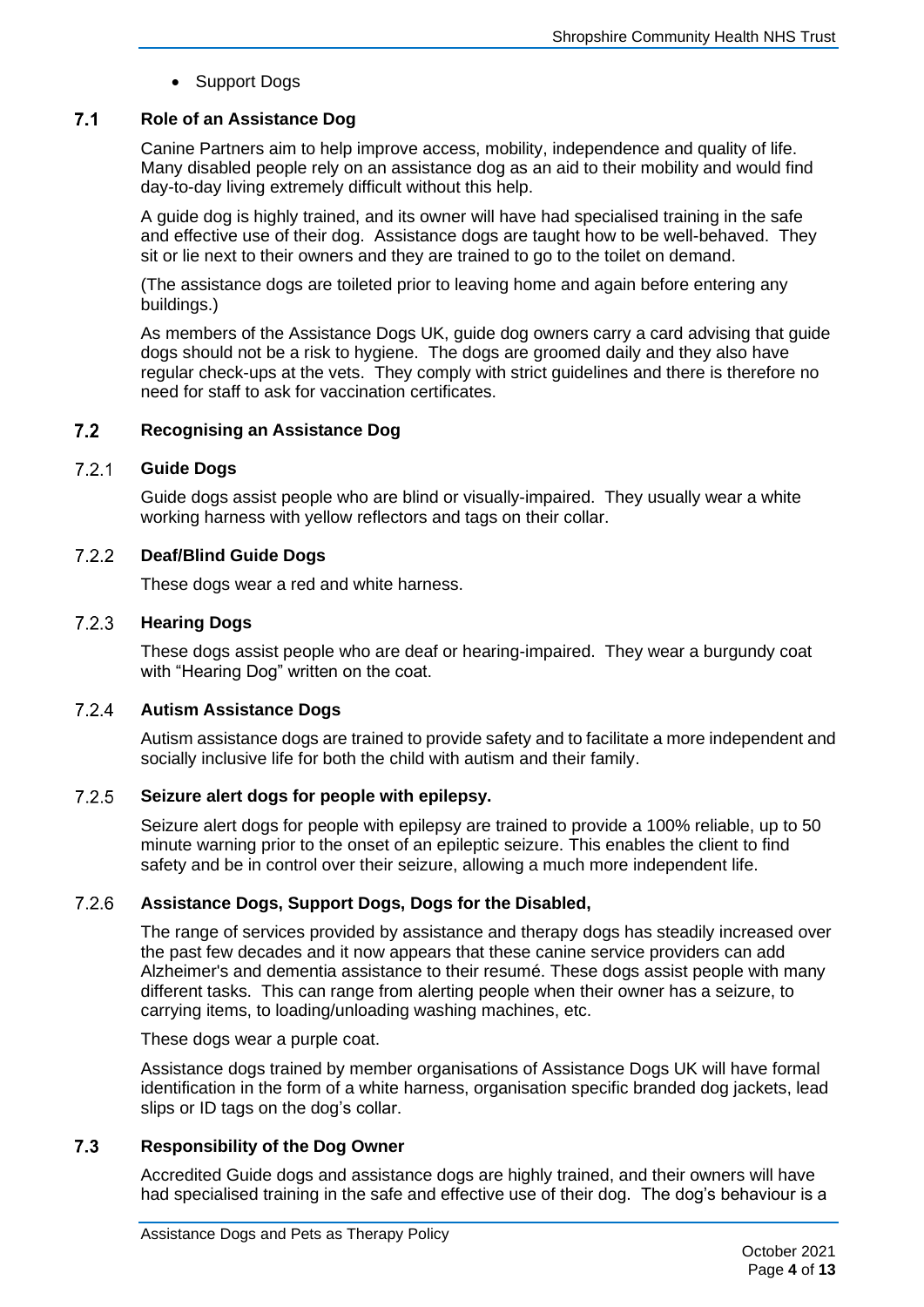- Support Dogs

## 7.1 Role of an Assistance Dog

Canine Partners aim to help improve access, mobility, independence and quality of life. Many disabled people rely on an assistance dog as an aid to their mobility and would find day-to-day living extremely difficult without this help.

A guide dog is highly trained, and its owner will have had specialised training in the safe and effective use of their dog. Assistance dogs are taught how to be well-behaved. They sit or lie next to their owners and they are trained to go to the toilet on demand.

(The assistance dogs are toileted prior to leaving home and again before entering any buildings.)

As members of the Assistance Dogs UK, guide dog owners carry a card advising that guide dogs should not be a risk to hygiene. The dogs are groomed daily and they also have regular check-ups at the vets. They comply with strict guidelines and there is therefore no need for staff to ask for vaccination certificates.

## 7.2 Recognising an Assistance Dog

### 7.2.1 Guide Dogs

Guide dogs assist people who are blind or visually-impaired. They usually wear a white working harness with yellow reflectors and tags on their collar.

### 7.2.2 Deaf/Blind Guide Dogs

These dogs wear a red and white harness.

### 7.2.3 Hearing Dogs

These dogs assist people who are deaf or hearing-impaired. They wear a burgundy coat with "Hearing Dog" written on the coat.

### 7.2.4 Autism Assistance Dogs

Autism assistance dogs are trained to provide safety and to facilitate a more independent and socially inclusive life for both the child with autism and their family.

### 7.2.5 Seizure alert dogs for people with epilepsy.

Seizure alert dogs for people with epilepsy are trained to provide a 100% reliable, up to 50 minute warning prior to the onset of an epileptic seizure. This enables the client to find safety and be in control over their seizure, allowing a much more independent life.

### 7.2.6 Assistance Dogs, Support Dogs, Dogs for the Disabled,

The range of services provided by assistance and therapy dogs has steadily increased over the past few decades and it now appears that these canine service providers can add Alzheimer's and dementia assistance to their resumé. These dogs assist people with many different tasks. This can range from alerting people when their owner has a seizure, to carrying items, to loading/unloading washing machines, etc.

These dogs wear a purple coat.

Assistance dogs trained by member organisations of Assistance Dogs UK will have formal identification in the form of a white harness, organisation specific branded dog jackets, lead slips or ID tags on the dog's collar.

## 7.3 Responsibility of the Dog Owner

Accredited Guide dogs and assistance dogs are highly trained, and their owners will have had specialised training in the safe and effective use of their dog. The dog's behaviour is a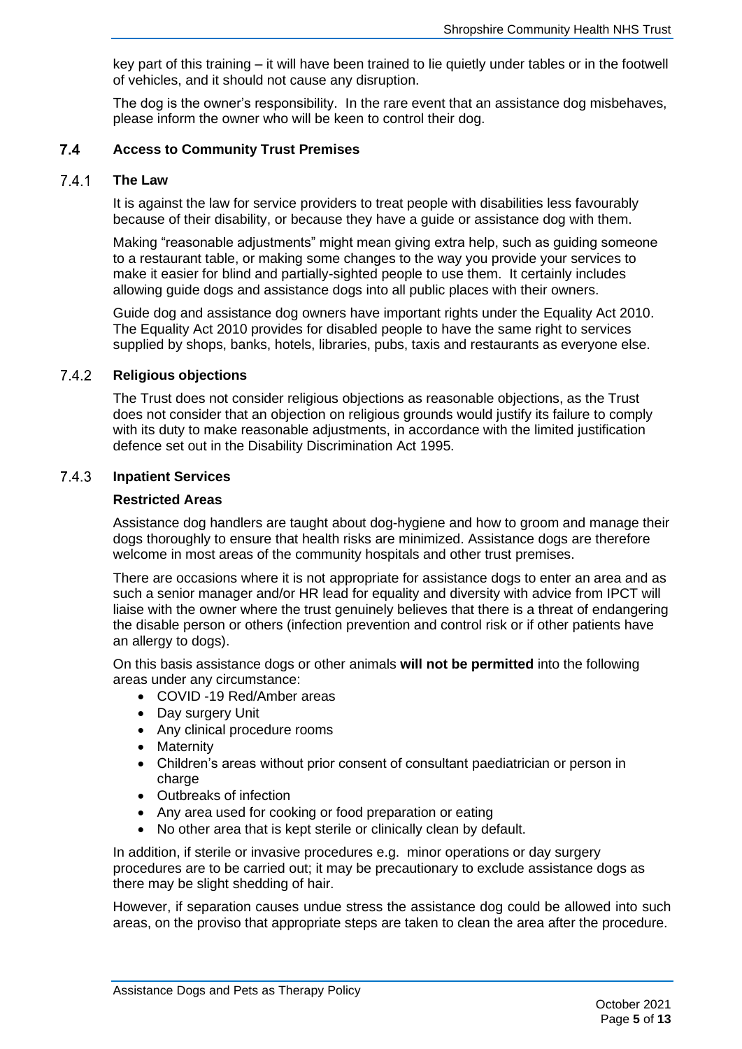key part of this training – it will have been trained to lie quietly under tables or in the footwell of vehicles, and it should not cause any disruption.

The dog is the owner's responsibility. In the rare event that an assistance dog misbehaves, please inform the owner who will be keen to control their dog.

## 7.4 Access to Community Trust Premises

### 7.4.1 The Law

It is against the law for service providers to treat people with disabilities less favourably because of their disability, or because they have a guide or assistance dog with them.

Making "reasonable adjustments" might mean giving extra help, such as guiding someone to a restaurant table, or making some changes to the way you provide your services to make it easier for blind and partially-sighted people to use them. It certainly includes allowing guide dogs and assistance dogs into all public places with their owners.

Guide dog and assistance dog owners have important rights under the Equality Act 2010. The Equality Act 2010 provides for disabled people to have the same right to services supplied by shops, banks, hotels, libraries, pubs, taxis and restaurants as everyone else.

### 7.4.2 Religious objections

The Trust does not consider religious objections as reasonable objections, as the Trust does not consider that an objection on religious grounds would justify its failure to comply with its duty to make reasonable adjustments, in accordance with the limited justification defence set out in the Disability Discrimination Act 1995.

### 7.4.3 Inpatient Services

**Restricted Areas**

Assistance dog handlers are taught about dog-hygiene and how to groom and manage their dogs thoroughly to ensure that health risks are minimized. Assistance dogs are therefore welcome in most areas of the community hospitals and other trust premises.

There are occasions where it is not appropriate for assistance dogs to enter an area and as such a senior manager and/or HR lead for equality and diversity with advice from IPCT will liaise with the owner where the trust genuinely believes that there is a threat of endangering the disable person or others (infection prevention and control risk or if other patients have an allergy to dogs).

On this basis assistance dogs or other animals **will not be permitted** into the following areas under any circumstance:

- COVID -19 Red/Amber areas
- Day surgery Unit
- Any clinical procedure rooms
- Maternity
- Children's areas without prior consent of consultant paediatrician or person in charge
- Outbreaks of infection
- Any area used for cooking or food preparation or eating
- No other area that is kept sterile or clinically clean by default.

In addition, if sterile or invasive procedures e.g. minor operations or day surgery procedures are to be carried out; it may be precautionary to exclude assistance dogs as there may be slight shedding of hair.

However, if separation causes undue stress the assistance dog could be allowed into such areas, on the proviso that appropriate steps are taken to clean the area after the procedure.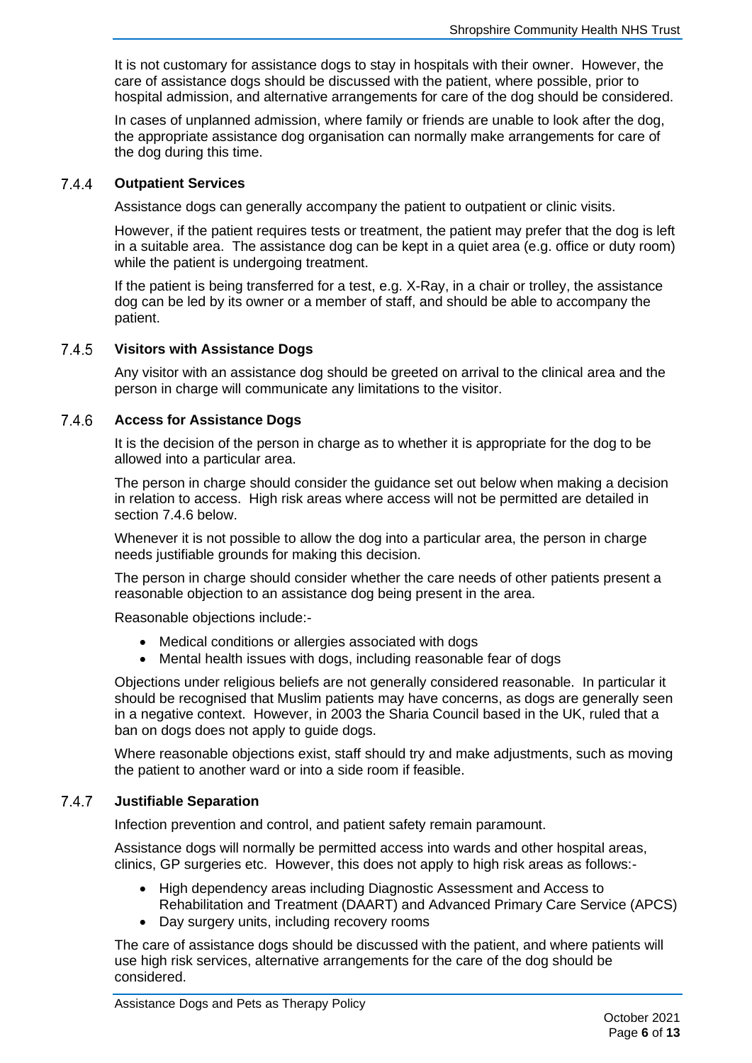It is not customary for assistance dogs to stay in hospitals with their owner. However, the care of assistance dogs should be discussed with the patient, where possible, prior to hospital admission, and alternative arrangements for care of the dog should be considered.

In cases of unplanned admission, where family or friends are unable to look after the dog, the appropriate assistance dog organisation can normally make arrangements for care of the dog during this time.

#### 7.4.4 Outpatient Services

Assistance dogs can generally accompany the patient to outpatient or clinic visits.

However, if the patient requires tests or treatment, the patient may prefer that the dog is left in a suitable area. The assistance dog can be kept in a quiet area (e.g. office or duty room) while the patient is undergoing treatment.

If the patient is being transferred for a test, e.g. X-Ray, in a chair or trolley, the assistance dog can be led by its owner or a member of staff, and should be able to accompany the patient.

#### 7.4.5 Visitors with Assistance Dogs

Any visitor with an assistance dog should be greeted on arrival to the clinical area and the person in charge will communicate any limitations to the visitor.

#### 7.4.6 Access for Assistance Dogs

It is the decision of the person in charge as to whether it is appropriate for the dog to be allowed into a particular area.

The person in charge should consider the guidance set out below when making a decision in relation to access. High risk areas where access will not be permitted are detailed in section 7.4.6 below.

Whenever it is not possible to allow the dog into a particular area, the person in charge needs justifiable grounds for making this decision.

The person in charge should consider whether the care needs of other patients present a reasonable objection to an assistance dog being present in the area.

Reasonable objections include:-

- Medical conditions or allergies associated with dogs
- Mental health issues with dogs, including reasonable fear of dogs

Objections under religious beliefs are not generally considered reasonable. In particular it should be recognised that Muslim patients may have concerns, as dogs are generally seen in a negative context. However, in 2003 the Sharia Council based in the UK, ruled that a ban on dogs does not apply to guide dogs.

Where reasonable objections exist, staff should try and make adjustments, such as moving the patient to another ward or into a side room if feasible.

#### 7.4.7 Justifiable Separation

Infection prevention and control, and patient safety remain paramount.

Assistance dogs will normally be permitted access into wards and other hospital areas, clinics, GP surgeries etc. However, this does not apply to high risk areas as follows:-

- High dependency areas including Diagnostic Assessment and Access to Rehabilitation and Treatment (DAART) and Advanced Primary Care Service (APCS)
- Day surgery units, including recovery rooms

The care of assistance dogs should be discussed with the patient, and where patients will use high risk services, alternative arrangements for the care of the dog should be considered.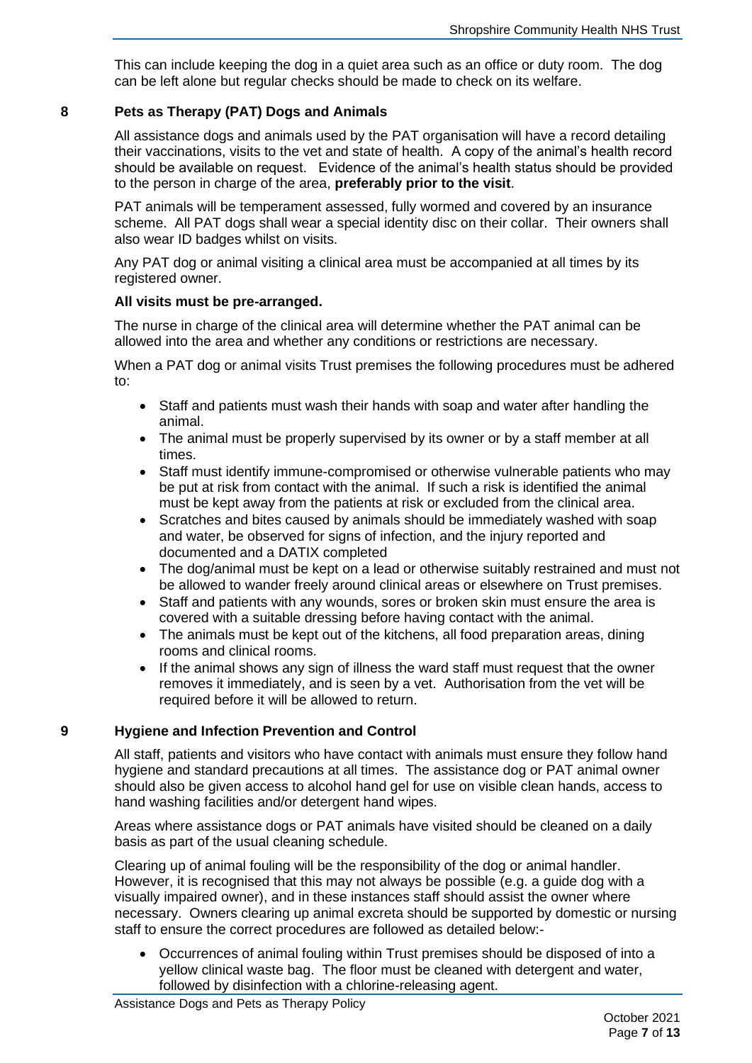This can include keeping the dog in a quiet area such as an office or duty room. The dog can be left alone but regular checks should be made to check on its welfare.

## 8 Pets as Therapy (PAT) Dogs and Animals

All assistance dogs and animals used by the PAT organisation will have a record detailing their vaccinations, visits to the vet and state of health. A copy of the animal's health record should be available on request. Evidence of the animal's health status should be provided to the person in charge of the area, **preferably prior to the visit**.

PAT animals will be temperament assessed, fully wormed and covered by an insurance scheme. All PAT dogs shall wear a special identity disc on their collar. Their owners shall also wear ID badges whilst on visits.

Any PAT dog or animal visiting a clinical area must be accompanied at all times by its registered owner.

**All visits must be pre-arranged.**

The nurse in charge of the clinical area will determine whether the PAT animal can be allowed into the area and whether any conditions or restrictions are necessary.

When a PAT dog or animal visits Trust premises the following procedures must be adhered to:

- Staff and patients must wash their hands with soap and water after handling the animal.
- The animal must be properly supervised by its owner or by a staff member at all times.
- Staff must identify immune-compromised or otherwise vulnerable patients who may be put at risk from contact with the animal. If such a risk is identified the animal must be kept away from the patients at risk or excluded from the clinical area.
- Scratches and bites caused by animals should be immediately washed with soap and water, be observed for signs of infection, and the injury reported and documented and a DATIX completed
- The dog/animal must be kept on a lead or otherwise suitably restrained and must not be allowed to wander freely around clinical areas or elsewhere on Trust premises.
- Staff and patients with any wounds, sores or broken skin must ensure the area is covered with a suitable dressing before having contact with the animal.
- The animals must be kept out of the kitchens, all food preparation areas, dining rooms and clinical rooms.
- If the animal shows any sign of illness the ward staff must request that the owner removes it immediately, and is seen by a vet. Authorisation from the vet will be required before it will be allowed to return.

## 9 Hygiene and Infection Prevention and Control

All staff, patients and visitors who have contact with animals must ensure they follow hand hygiene and standard precautions at all times. The assistance dog or PAT animal owner should also be given access to alcohol hand gel for use on visible clean hands, access to hand washing facilities and/or detergent hand wipes.

Areas where assistance dogs or PAT animals have visited should be cleaned on a daily basis as part of the usual cleaning schedule.

Clearing up of animal fouling will be the responsibility of the dog or animal handler. However, it is recognised that this may not always be possible (e.g. a guide dog with a visually impaired owner), and in these instances staff should assist the owner where necessary. Owners clearing up animal excreta should be supported by domestic or nursing staff to ensure the correct procedures are followed as detailed below:-

- Occurrences of animal fouling within Trust premises should be disposed of into a yellow clinical waste bag. The floor must be cleaned with detergent and water, followed by disinfection with a chlorine-releasing agent.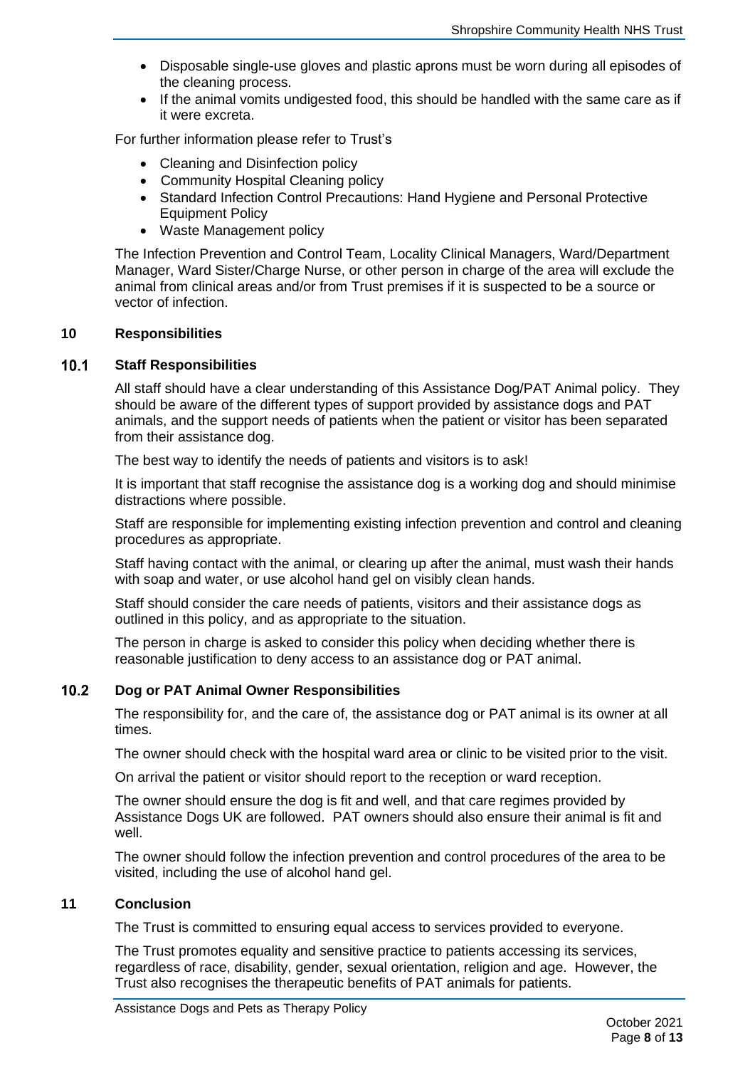- Disposable single-use gloves and plastic aprons must be worn during all episodes of the cleaning process.
- If the animal vomits undigested food, this should be handled with the same care as if it were excreta.

For further information please refer to Trust's

- Cleaning and Disinfection policy
- Community Hospital Cleaning policy
- Standard Infection Control Precautions: Hand Hygiene and Personal Protective Equipment Policy
- Waste Management policy

The Infection Prevention and Control Team, Locality Clinical Managers, Ward/Department Manager, Ward Sister/Charge Nurse, or other person in charge of the area will exclude the animal from clinical areas and/or from Trust premises if it is suspected to be a source or vector of infection.

## 10 Responsibilities

### 10.1 Staff Responsibilities

All staff should have a clear understanding of this Assistance Dog/PAT Animal policy. They should be aware of the different types of support provided by assistance dogs and PAT animals, and the support needs of patients when the patient or visitor has been separated from their assistance dog.

The best way to identify the needs of patients and visitors is to ask!

It is important that staff recognise the assistance dog is a working dog and should minimise distractions where possible.

Staff are responsible for implementing existing infection prevention and control and cleaning procedures as appropriate.

Staff having contact with the animal, or clearing up after the animal, must wash their hands with soap and water, or use alcohol hand gel on visibly clean hands.

Staff should consider the care needs of patients, visitors and their assistance dogs as outlined in this policy, and as appropriate to the situation.

The person in charge is asked to consider this policy when deciding whether there is reasonable justification to deny access to an assistance dog or PAT animal.

### 10.2 Dog or PAT Animal Owner Responsibilities

The responsibility for, and the care of, the assistance dog or PAT animal is its owner at all times.

The owner should check with the hospital ward area or clinic to be visited prior to the visit.

On arrival the patient or visitor should report to the reception or ward reception.

The owner should ensure the dog is fit and well, and that care regimes provided by Assistance Dogs UK are followed. PAT owners should also ensure their animal is fit and well.

The owner should follow the infection prevention and control procedures of the area to be visited, including the use of alcohol hand gel.

## 11 Conclusion

The Trust is committed to ensuring equal access to services provided to everyone.

The Trust promotes equality and sensitive practice to patients accessing its services, regardless of race, disability, gender, sexual orientation, religion and age. However, the Trust also recognises the therapeutic benefits of PAT animals for patients.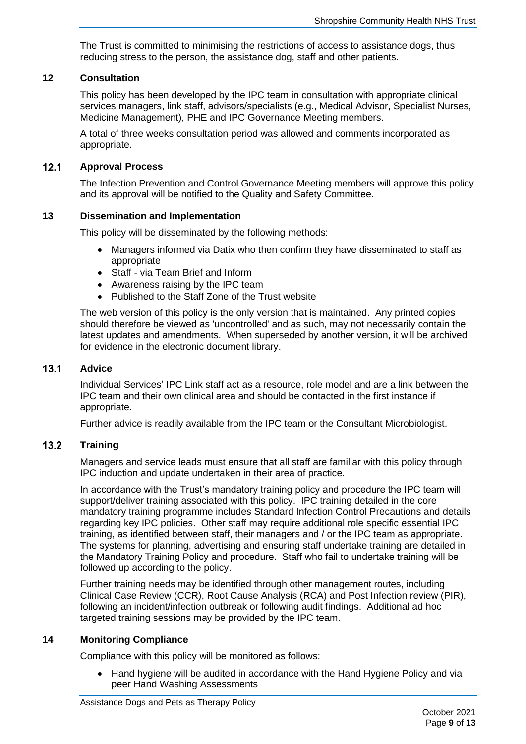The Trust is committed to minimising the restrictions of access to assistance dogs, thus reducing stress to the person, the assistance dog, staff and other patients.

## 12 Consultation

This policy has been developed by the IPC team in consultation with appropriate clinical services managers, link staff, advisors/specialists (e.g., Medical Advisor, Specialist Nurses, Medicine Management), PHE and IPC Governance Meeting members.

A total of three weeks consultation period was allowed and comments incorporated as appropriate.

### 12.1 Approval Process

The Infection Prevention and Control Governance Meeting members will approve this policy and its approval will be notified to the Quality and Safety Committee.

## 13 Dissemination and Implementation

This policy will be disseminated by the following methods:

- Managers informed via Datix who then confirm they have disseminated to staff as appropriate
- Staff - via Team Brief and Inform
- Awareness raising by the IPC team
- Published to the Staff Zone of the Trust website

The web version of this policy is the only version that is maintained. Any printed copies should therefore be viewed as 'uncontrolled' and as such, may not necessarily contain the latest updates and amendments. When superseded by another version, it will be archived for evidence in the electronic document library.

### 13.1 Advice

Individual Services' IPC Link staff act as a resource, role model and are a link between the IPC team and their own clinical area and should be contacted in the first instance if appropriate.

Further advice is readily available from the IPC team or the Consultant Microbiologist.

### 13.2 Training

Managers and service leads must ensure that all staff are familiar with this policy through IPC induction and update undertaken in their area of practice.

In accordance with the Trust's mandatory training policy and procedure the IPC team will support/deliver training associated with this policy. IPC training detailed in the core mandatory training programme includes Standard Infection Control Precautions and details regarding key IPC policies. Other staff may require additional role specific essential IPC training, as identified between staff, their managers and / or the IPC team as appropriate. The systems for planning, advertising and ensuring staff undertake training are detailed in the Mandatory Training Policy and procedure. Staff who fail to undertake training will be followed up according to the policy.

Further training needs may be identified through other management routes, including Clinical Case Review (CCR), Root Cause Analysis (RCA) and Post Infection review (PIR), following an incident/infection outbreak or following audit findings. Additional ad hoc targeted training sessions may be provided by the IPC team.

## 14 Monitoring Compliance

Compliance with this policy will be monitored as follows:

- Hand hygiene will be audited in accordance with the Hand Hygiene Policy and via peer Hand Washing Assessments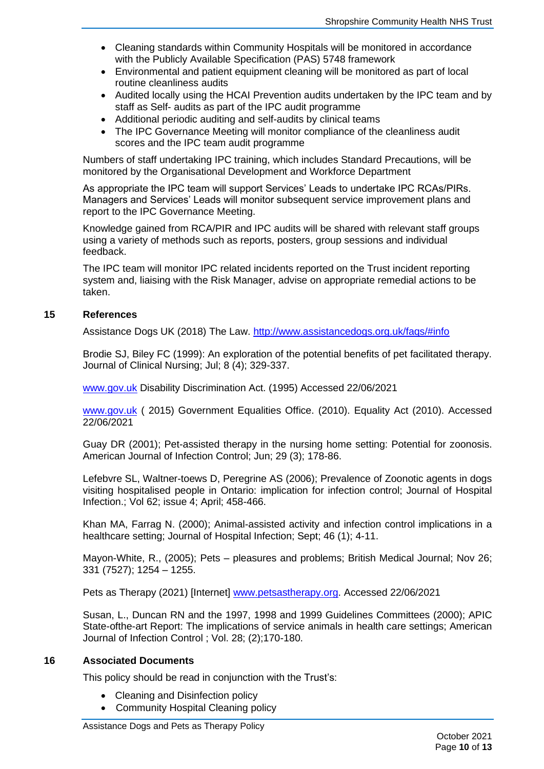- Cleaning standards within Community Hospitals will be monitored in accordance with the Publicly Available Specification (PAS) 5748 framework
- Environmental and patient equipment cleaning will be monitored as part of local routine cleanliness audits
- Audited locally using the HCAI Prevention audits undertaken by the IPC team and by staff as Self- audits as part of the IPC audit programme
- Additional periodic auditing and self-audits by clinical teams
- The IPC Governance Meeting will monitor compliance of the cleanliness audit scores and the IPC team audit programme

Numbers of staff undertaking IPC training, which includes Standard Precautions, will be monitored by the Organisational Development and Workforce Department

As appropriate the IPC team will support Services' Leads to undertake IPC RCAs/PIRs. Managers and Services' Leads will monitor subsequent service improvement plans and report to the IPC Governance Meeting.

Knowledge gained from RCA/PIR and IPC audits will be shared with relevant staff groups using a variety of methods such as reports, posters, group sessions and individual feedback.

The IPC team will monitor IPC related incidents reported on the Trust incident reporting system and, liaising with the Risk Manager, advise on appropriate remedial actions to be taken.

## 15 References

Assistance Dogs UK (2018) The Law. http://www.assistancedogs.org.uk/faqs/#info

Brodie SJ, Biley FC (1999): An exploration of the potential benefits of pet facilitated therapy. Journal of Clinical Nursing; Jul; 8 (4); 329-337.

www.gov.uk Disability Discrimination Act. (1995) Accessed 22/06/2021

www.gov.uk ( 2015) Government Equalities Office. (2010). Equality Act (2010). Accessed 22/06/2021

Guay DR (2001); Pet-assisted therapy in the nursing home setting: Potential for zoonosis. American Journal of Infection Control; Jun; 29 (3); 178-86.

Lefebvre SL, Waltner-toews D, Peregrine AS (2006); Prevalence of Zoonotic agents in dogs visiting hospitalised people in Ontario: implication for infection control; Journal of Hospital Infection.; Vol 62; issue 4; April; 458-466.

Khan MA, Farrag N. (2000); Animal-assisted activity and infection control implications in a healthcare setting; Journal of Hospital Infection; Sept; 46 (1); 4-11.

Mayon-White, R., (2005); Pets – pleasures and problems; British Medical Journal; Nov 26; 331 (7527); 1254 – 1255.

Pets as Therapy (2021) [Internet] www.petsastherapy.org. Accessed 22/06/2021

Susan, L., Duncan RN and the 1997, 1998 and 1999 Guidelines Committees (2000); APIC State-ofthe-art Report: The implications of service animals in health care settings; American Journal of Infection Control ; Vol. 28; (2);170-180.

## 16 Associated Documents

This policy should be read in conjunction with the Trust's:

- Cleaning and Disinfection policy
- Community Hospital Cleaning policy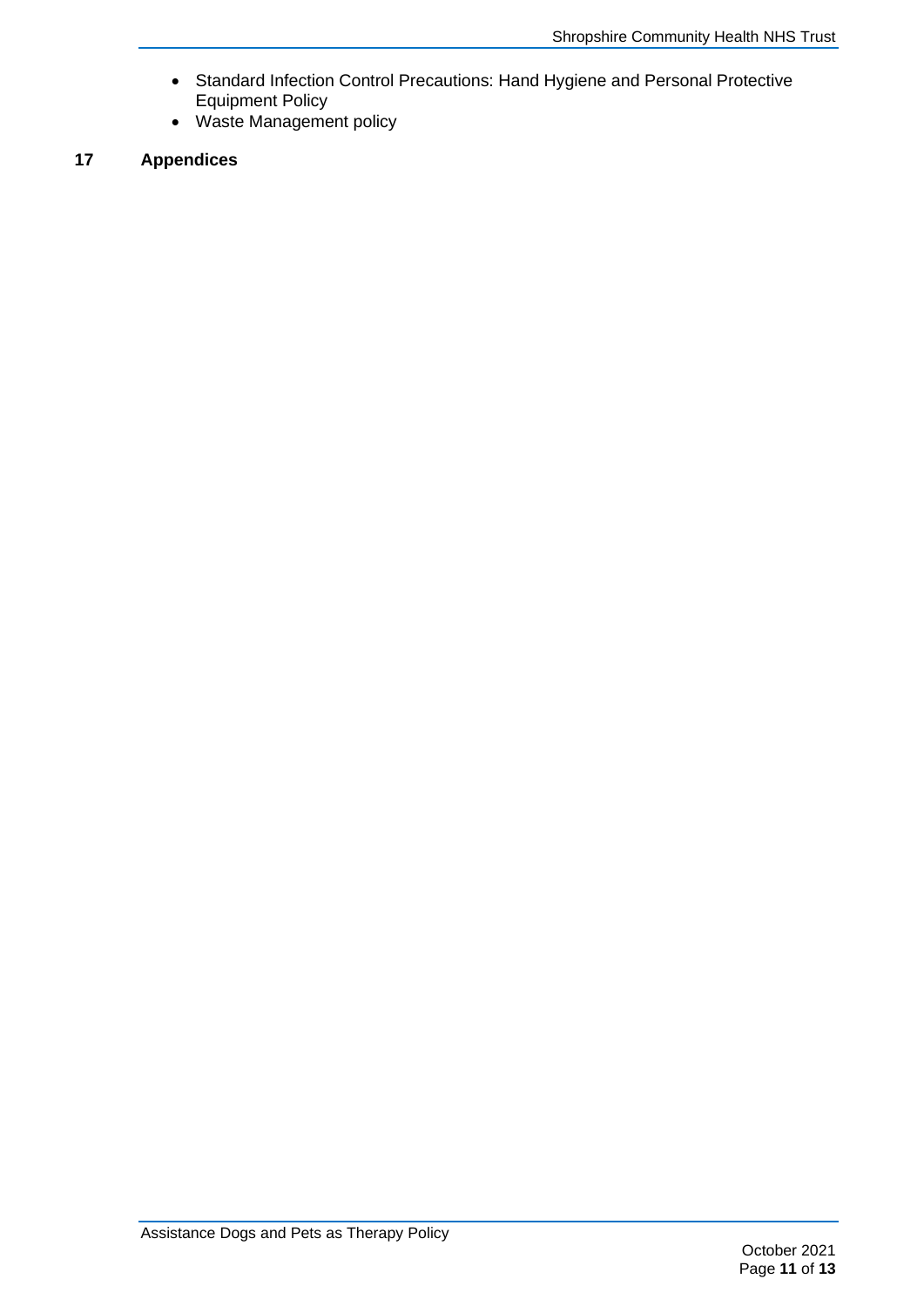- Standard Infection Control Precautions: Hand Hygiene and Personal Protective Equipment Policy
- Waste Management policy

## 17 Appendices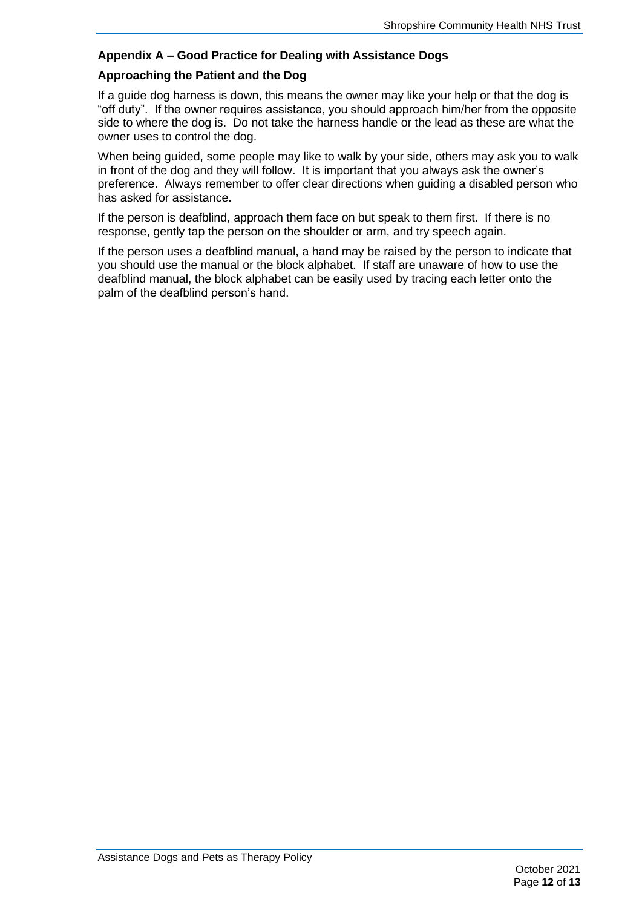## Appendix A – Good Practice for Dealing with Assistance Dogs

### Approaching the Patient and the Dog

If a guide dog harness is down, this means the owner may like your help or that the dog is "off duty". If the owner requires assistance, you should approach him/her from the opposite side to where the dog is. Do not take the harness handle or the lead as these are what the owner uses to control the dog.

When being guided, some people may like to walk by your side, others may ask you to walk in front of the dog and they will follow. It is important that you always ask the owner's preference. Always remember to offer clear directions when guiding a disabled person who has asked for assistance.

If the person is deafblind, approach them face on but speak to them first. If there is no response, gently tap the person on the shoulder or arm, and try speech again.

If the person uses a deafblind manual, a hand may be raised by the person to indicate that you should use the manual or the block alphabet. If staff are unaware of how to use the deafblind manual, the block alphabet can be easily used by tracing each letter onto the palm of the deafblind person's hand.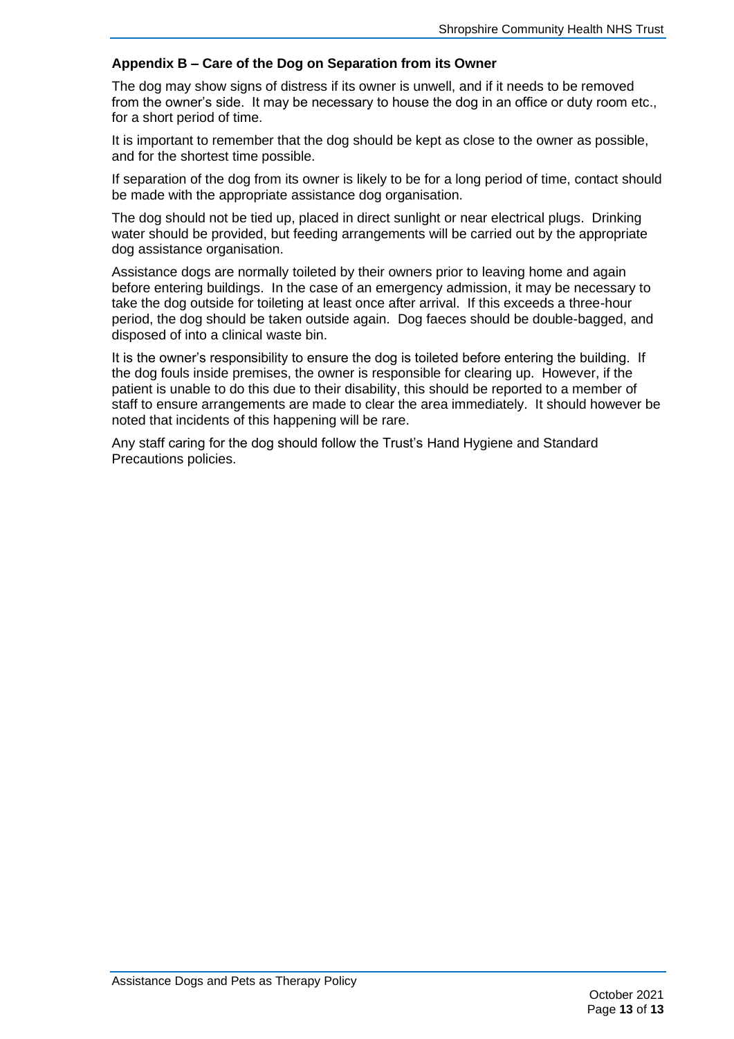## Appendix B – Care of the Dog on Separation from its Owner

The dog may show signs of distress if its owner is unwell, and if it needs to be removed from the owner's side. It may be necessary to house the dog in an office or duty room etc., for a short period of time.

It is important to remember that the dog should be kept as close to the owner as possible, and for the shortest time possible.

If separation of the dog from its owner is likely to be for a long period of time, contact should be made with the appropriate assistance dog organisation.

The dog should not be tied up, placed in direct sunlight or near electrical plugs. Drinking water should be provided, but feeding arrangements will be carried out by the appropriate dog assistance organisation.

Assistance dogs are normally toileted by their owners prior to leaving home and again before entering buildings. In the case of an emergency admission, it may be necessary to take the dog outside for toileting at least once after arrival. If this exceeds a three-hour period, the dog should be taken outside again. Dog faeces should be double-bagged, and disposed of into a clinical waste bin.

It is the owner's responsibility to ensure the dog is toileted before entering the building. If the dog fouls inside premises, the owner is responsible for clearing up. However, if the patient is unable to do this due to their disability, this should be reported to a member of staff to ensure arrangements are made to clear the area immediately. It should however be noted that incidents of this happening will be rare.

Any staff caring for the dog should follow the Trust's Hand Hygiene and Standard Precautions policies.